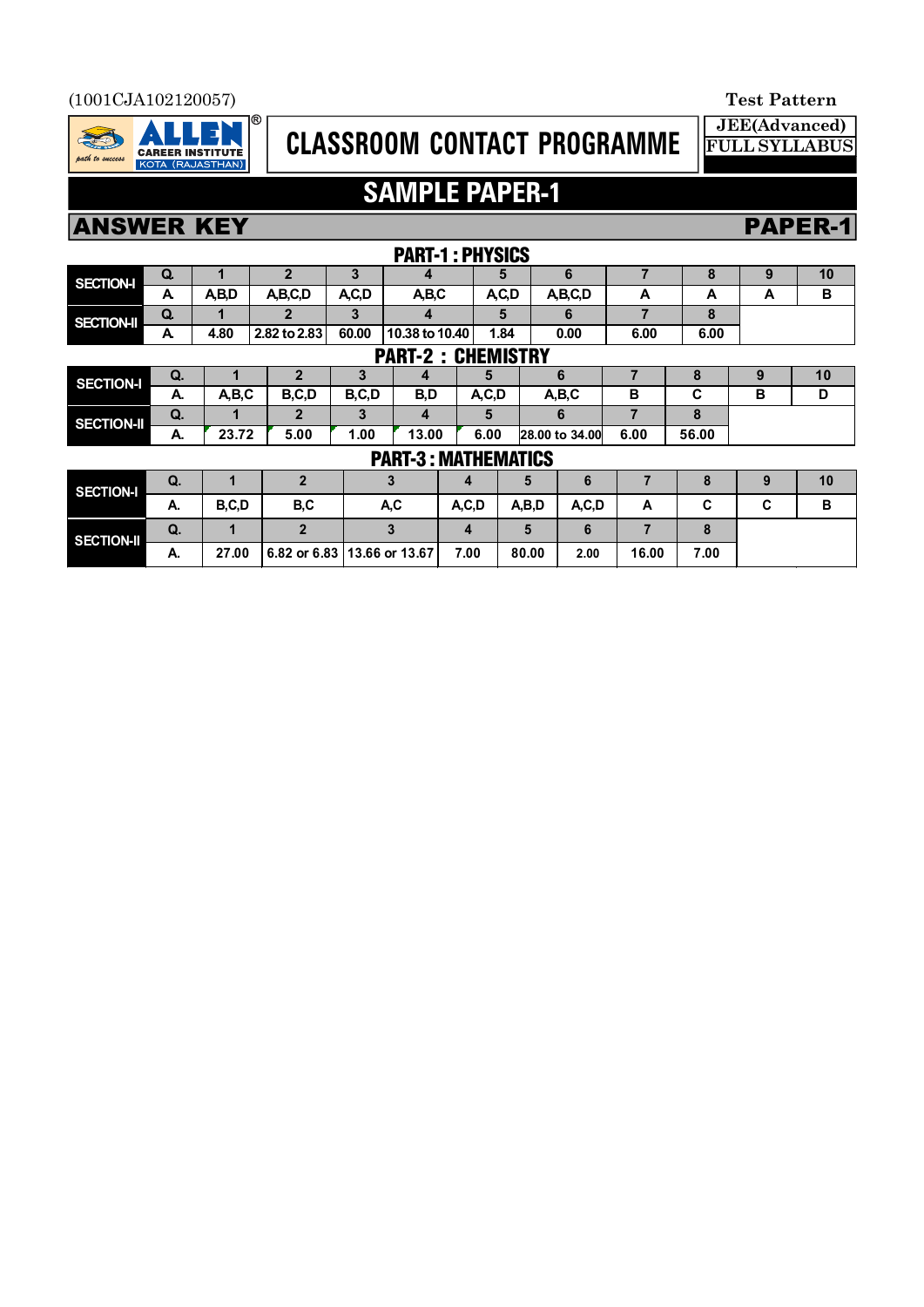(1001CJA102120057)

**Test Pattern**

**JEE(Advanced)**
**FULL SYLLABUS**

ALLEN CAREER INSTITUTE KOTA (RAJASTHAN)

# CLASSROOM CONTACT PROGRAMME

## SAMPLE PAPER-1

## ANSWER KEY — PAPER-1

### PART-1 : PHYSICS

| SECTION | Q. | 1 | 2 | 3 | 4 | 5 | 6 | 7 | 8 | 9 | 10 |
|---|---|---|---|---|---|---|---|---|---|---|---|
| SECTION-I | A. | A,B,D | A,B,C,D | A,C,D | A,B,C | A,C,D | A,B,C,D | A | A | A | B |
| SECTION-II | Q. | 1 | 2 | 3 | 4 | 5 | 6 | 7 | 8 | | |
| | A. | 4.80 | 2.82 to 2.83 | 60.00 | 10.38 to 10.40 | 1.84 | 0.00 | 6.00 | 6.00 | | |

### PART-2 : CHEMISTRY

| SECTION | Q. | 1 | 2 | 3 | 4 | 5 | 6 | 7 | 8 | 9 | 10 |
|---|---|---|---|---|---|---|---|---|---|---|---|
| SECTION-I | A. | A,B,C | B,C,D | B,C,D | B,D | A,C,D | A,B,C | B | C | B | D |
| SECTION-II | Q. | 1 | 2 | 3 | 4 | 5 | 6 | 7 | 8 | | |
| | A. | 23.72 | 5.00 | 1.00 | 13.00 | 6.00 | 28.00 to 34.00 | 6.00 | 56.00 | | |

### PART-3 : MATHEMATICS

| SECTION | Q. | 1 | 2 | 3 | 4 | 5 | 6 | 7 | 8 | 9 | 10 |
|---|---|---|---|---|---|---|---|---|---|---|---|
| SECTION-I | A. | B,C,D | B,C | A,C | A,C,D | A,B,D | A,C,D | A | C | C | B |
| SECTION-II | Q. | 1 | 2 | 3 | 4 | 5 | 6 | 7 | 8 | | |
| | A. | 27.00 | 6.82 or 6.83 | 13.66 or 13.67 | 7.00 | 80.00 | 2.00 | 16.00 | 7.00 | | |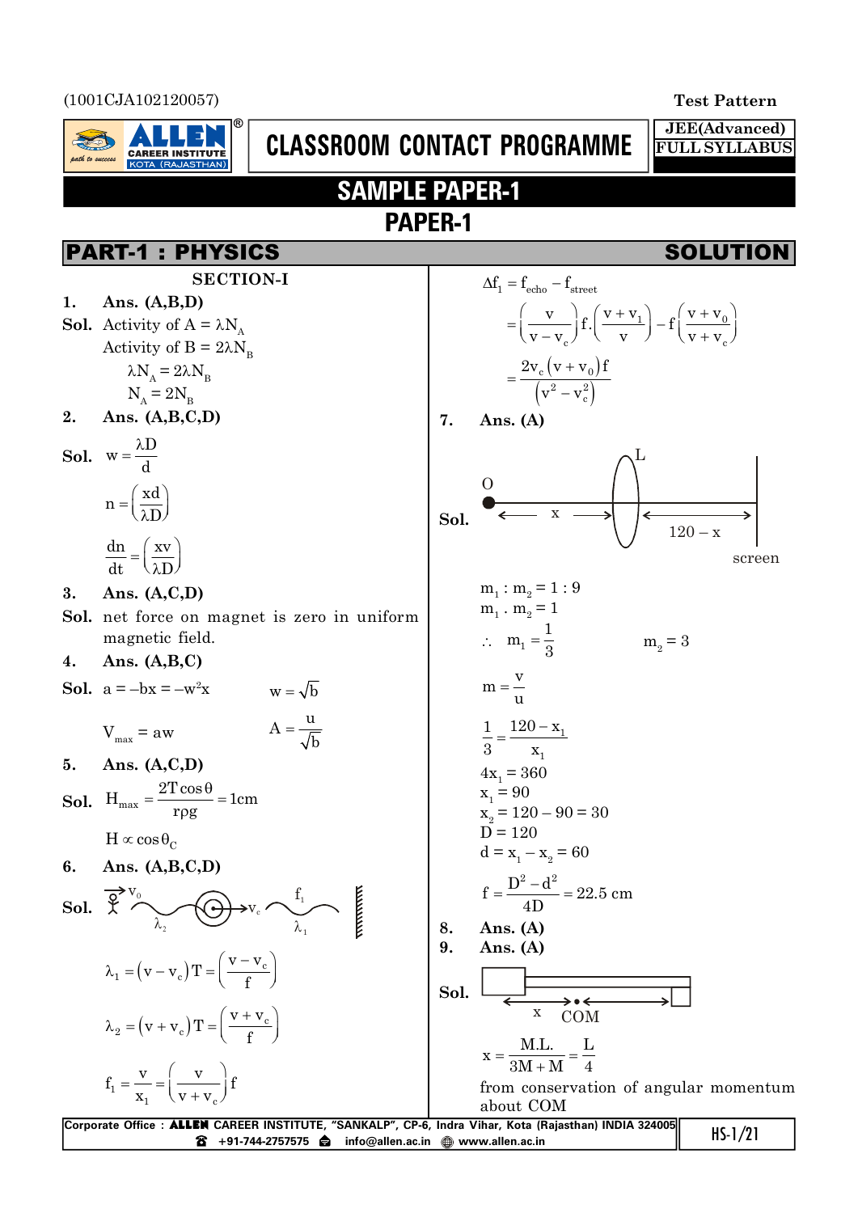(1001CJA102120057)

Test Pattern

# CLASSROOM CONTACT PROGRAMME

JEE(Advanced) FULL SYLLABUS

## SAMPLE PAPER-1

## PAPER-1

## PART-1 : PHYSICS — SOLUTION

### SECTION-I

**1. Ans. (A,B,D)**

**Sol.** Activity of A = $\lambda N_A$

Activity of B = $2\lambda N_B$

$\lambda N_A = 2\lambda N_B$

$N_A = 2N_B$

**2. Ans. (A,B,C,D)**

**Sol.** $w = \frac{\lambda D}{d}$

$n = \left(\frac{xd}{\lambda D}\right)$

$\frac{dn}{dt} = \left(\frac{xv}{\lambda D}\right)$

**3. Ans. (A,C,D)**

**Sol.** net force on magnet is zero in uniform magnetic field.

**4. Ans. (A,B,C)**

**Sol.** $a = -bx = -w^2x$ $\qquad w = \sqrt{b}$

$V_{max} = aw$ $\qquad A = \frac{u}{\sqrt{b}}$

**5. Ans. (A,C,D)**

**Sol.** $H_{max} = \frac{2T\cos\theta}{r\rho g} = 1\text{cm}$

$H \propto \cos\theta_C$

**6. Ans. (A,B,C,D)**

**Sol.** (Observer moving with $v_0$, source moving with $v_c$ towards wall; wavelengths $\lambda_2$ behind and $\lambda_1$ ahead of source, frequency $f_1$)

$\lambda_1 = (v - v_c)T = \left(\frac{v - v_c}{f}\right)$

$\lambda_2 = (v + v_c)T = \left(\frac{v + v_c}{f}\right)$

$f_1 = \frac{v}{x_1} = \left(\frac{v}{v + v_c}\right)f$

$\Delta f_1 = f_{echo} - f_{street}$

$= \left(\frac{v}{v - v_c}\right)f.\left(\frac{v + v_1}{v}\right) - f\left(\frac{v + v_0}{v + v_c}\right)$

$= \frac{2v_c(v + v_0)f}{(v^2 - v_c^2)}$

**7. Ans. (A)**

**Sol.** (Object O at distance $x$ from lens L; screen at distance $120 - x$ from lens)

$m_1 : m_2 = 1 : 9$

$m_1 \cdot m_2 = 1$

$\therefore \quad m_1 = \frac{1}{3} \qquad\qquad m_2 = 3$

$m = \frac{v}{u}$

$\frac{1}{3} = \frac{120 - x_1}{x_1}$

$4x_1 = 360$

$x_1 = 90$

$x_2 = 120 - 90 = 30$

$D = 120$

$d = x_1 - x_2 = 60$

$f = \frac{D^2 - d^2}{4D} = 22.5\text{ cm}$

**8. Ans. (A)**

**9. Ans. (A)**

**Sol.** (Block and rod system, distance $x$ to COM)

$x = \frac{M.L.}{3M + M} = \frac{L}{4}$

from conservation of angular momentum about COM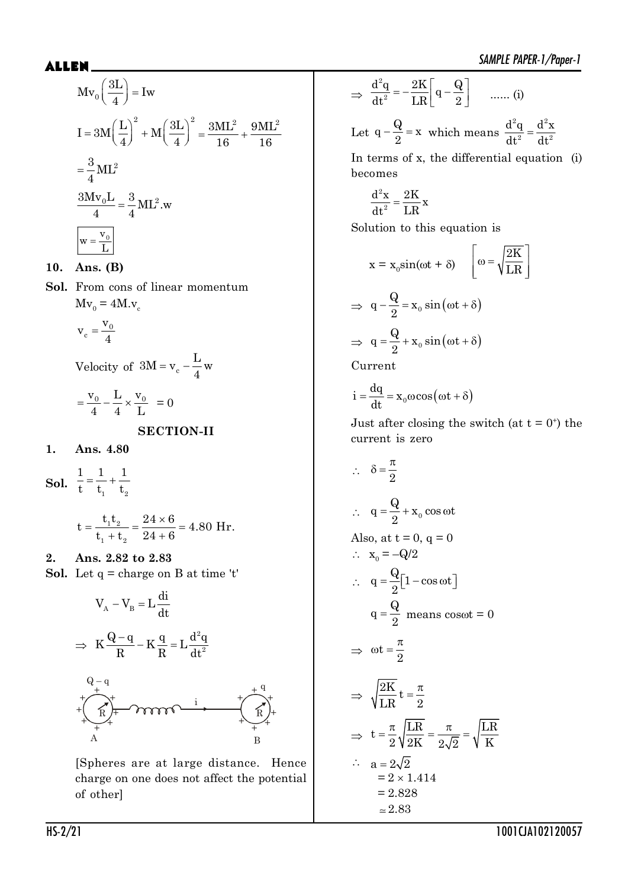$$Mv_0\left(\frac{3L}{4}\right) = Iw$$

$$I = 3M\left(\frac{L}{4}\right)^2 + M\left(\frac{3L}{4}\right)^2 = \frac{3ML^2}{16} + \frac{9ML^2}{16}$$

$$= \frac{3}{4}ML^2$$

$$\frac{3Mv_0L}{4} = \frac{3}{4}ML^2.w$$

$$\boxed{w = \frac{v_0}{L}}$$

**10. Ans. (B)**

**Sol.** From cons of linear momentum

$Mv_0 = 4M.v_c$

$$v_c = \frac{v_0}{4}$$

Velocity of $3M = v_c - \frac{L}{4}w$

$$= \frac{v_0}{4} - \frac{L}{4} \times \frac{v_0}{L} = 0$$

## SECTION-II

**1. Ans. 4.80**

**Sol.** $\frac{1}{t} = \frac{1}{t_1} + \frac{1}{t_2}$

$$t = \frac{t_1 t_2}{t_1 + t_2} = \frac{24 \times 6}{24 + 6} = 4.80 \text{ Hr.}$$

**2. Ans. 2.82 to 2.83**

**Sol.** Let q = charge on B at time 't'

$$V_A - V_B = L\frac{di}{dt}$$

$$\Rightarrow \; K\frac{Q-q}{R} - K\frac{q}{R} = L\frac{d^2q}{dt^2}$$

[Spheres are at large distance. Hence charge on one does not affect the potential of other]

$$\Rightarrow \; \frac{d^2q}{dt^2} = -\frac{2K}{LR}\left[q - \frac{Q}{2}\right] \quad \text{...... (i)}$$

Let $q - \frac{Q}{2} = x$ which means $\frac{d^2q}{dt^2} = \frac{d^2x}{dt^2}$

In terms of x, the differential equation (i) becomes

$$\frac{d^2x}{dt^2} = \frac{2K}{LR}x$$

Solution to this equation is

$$x = x_0\sin(\omega t + \delta) \quad \left[\omega = \sqrt{\frac{2K}{LR}}\right]$$

$$\Rightarrow \; q - \frac{Q}{2} = x_0\sin(\omega t + \delta)$$

$$\Rightarrow \; q = \frac{Q}{2} + x_0\sin(\omega t + \delta)$$

Current

$$i = \frac{dq}{dt} = x_0\omega\cos(\omega t + \delta)$$

Just after closing the switch (at $t = 0^+$) the current is zero

$$\therefore \; \delta = \frac{\pi}{2}$$

$$\therefore \; q = \frac{Q}{2} + x_0\cos\omega t$$

Also, at t = 0, q = 0

$\therefore \; x_0 = -Q/2$

$$\therefore \; q = \frac{Q}{2}\left[1 - \cos\omega t\right]$$

$q = \frac{Q}{2}$ means $\cos\omega t = 0$

$$\Rightarrow \; \omega t = \frac{\pi}{2}$$

$$\Rightarrow \; \sqrt{\frac{2K}{LR}}\,t = \frac{\pi}{2}$$

$$\Rightarrow \; t = \frac{\pi}{2}\sqrt{\frac{LR}{2K}} = \frac{\pi}{2\sqrt{2}} = \sqrt{\frac{LR}{K}}$$

$$\therefore \; a = 2\sqrt{2}$$
$$= 2 \times 1.414$$
$$= 2.828$$
$$\simeq 2.83$$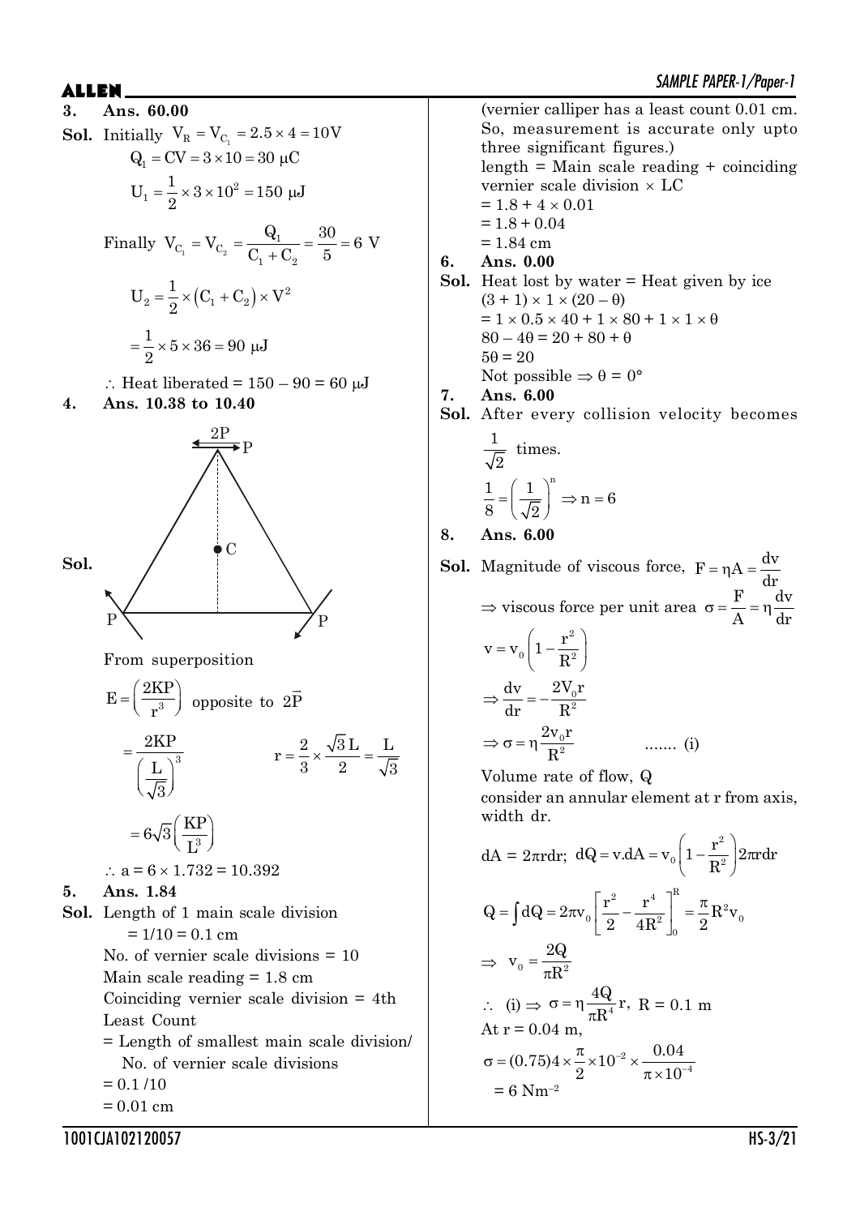**3. Ans. 60.00**

**Sol.** Initially $V_R = V_{C_1} = 2.5 \times 4 = 10V$

$$Q_1 = CV = 3 \times 10 = 30\ \mu C$$

$$U_1 = \frac{1}{2} \times 3 \times 10^2 = 150\ \mu J$$

Finally $V_{C_1} = V_{C_2} = \frac{Q_1}{C_1 + C_2} = \frac{30}{5} = 6\ V$

$$U_2 = \frac{1}{2} \times (C_1 + C_2) \times V^2$$

$$= \frac{1}{2} \times 5 \times 36 = 90\ \mu J$$

$\therefore$ Heat liberated = 150 – 90 = 60 μJ

**4. Ans. 10.38 to 10.40**

**Sol.** (Figure: equilateral triangle with dipoles P at each vertex, 2P at top vertex, centre C)

From superposition

$E = \left(\frac{2KP}{r^3}\right)$ opposite to $2\vec{P}$

$$= \frac{2KP}{\left(\frac{L}{\sqrt{3}}\right)^3} \qquad r = \frac{2}{3} \times \frac{\sqrt{3}L}{2} = \frac{L}{\sqrt{3}}$$

$$= 6\sqrt{3}\left(\frac{KP}{L^3}\right)$$

$\therefore$ a = 6 × 1.732 = 10.392

**5. Ans. 1.84**

**Sol.** Length of 1 main scale division
= 1/10 = 0.1 cm
No. of vernier scale divisions = 10
Main scale reading = 1.8 cm
Coinciding vernier scale division = 4th
Least Count
= Length of smallest main scale division/ No. of vernier scale divisions
= 0.1 /10
= 0.01 cm
(vernier calliper has a least count 0.01 cm. So, measurement is accurate only upto three significant figures.)
length = Main scale reading + coinciding vernier scale division × LC
= 1.8 + 4 × 0.01
= 1.8 + 0.04
= 1.84 cm

**6. Ans. 0.00**

**Sol.** Heat lost by water = Heat given by ice
$(3 + 1) \times 1 \times (20 - \theta)$
$= 1 \times 0.5 \times 40 + 1 \times 80 + 1 \times 1 \times \theta$
$80 - 4\theta = 20 + 80 + \theta$
$5\theta = 20$
Not possible $\Rightarrow \theta = 0°$

**7. Ans. 6.00**

**Sol.** After every collision velocity becomes $\frac{1}{\sqrt{2}}$ times.

$$\frac{1}{8} = \left(\frac{1}{\sqrt{2}}\right)^n \Rightarrow n = 6$$

**8. Ans. 6.00**

**Sol.** Magnitude of viscous force, $F = \eta A = \frac{dv}{dr}$

$\Rightarrow$ viscous force per unit area $\sigma = \frac{F}{A} = \eta\frac{dv}{dr}$

$$v = v_0\left(1 - \frac{r^2}{R^2}\right)$$

$$\Rightarrow \frac{dv}{dr} = -\frac{2V_0 r}{R^2}$$

$$\Rightarrow \sigma = \eta\frac{2v_0 r}{R^2} \qquad \text{....... (i)}$$

Volume rate of flow, Q
consider an annular element at r from axis, width dr.

$$dA = 2\pi r dr;\ dQ = v.dA = v_0\left(1 - \frac{r^2}{R^2}\right)2\pi r dr$$

$$Q = \int dQ = 2\pi v_0\left[\frac{r^2}{2} - \frac{r^4}{4R^2}\right]_0^R = \frac{\pi}{2}R^2 v_0$$

$$\Rightarrow\ v_0 = \frac{2Q}{\pi R^2}$$

$\therefore$ (i) $\Rightarrow \sigma = \eta\frac{4Q}{\pi R^4}r$, R = 0.1 m
At r = 0.04 m,

$$\sigma = (0.75)4 \times \frac{\pi}{2} \times 10^{-2} \times \frac{0.04}{\pi \times 10^{-4}}$$

$= 6\ Nm^{-2}$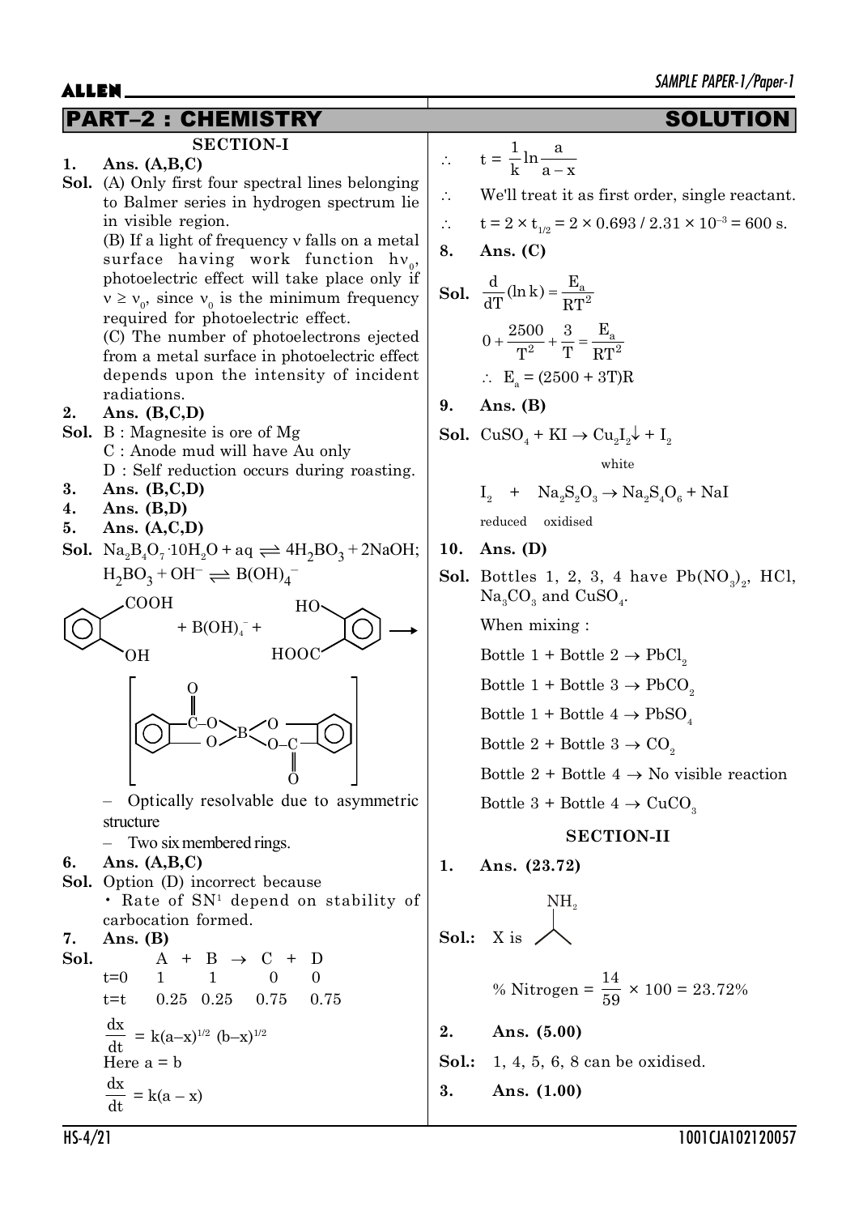# PART–2 : CHEMISTRY — SOLUTION

## SECTION-I

**1. Ans. (A,B,C)**

**Sol.** (A) Only first four spectral lines belonging to Balmer series in hydrogen spectrum lie in visible region.

(B) If a light of frequency ν falls on a metal surface having work function $h\nu_0$, photoelectric effect will take place only if $\nu \geq \nu_0$, since $\nu_0$ is the minimum frequency required for photoelectric effect.

(C) The number of photoelectrons ejected from a metal surface in photoelectric effect depends upon the intensity of incident radiations.

**2. Ans. (B,C,D)**

**Sol.** B : Magnesite is ore of Mg

C : Anode mud will have Au only

D : Self reduction occurs during roasting.

**3. Ans. (B,C,D)**

**4. Ans. (B,D)**

**5. Ans. (A,C,D)**

**Sol.** $Na_2B_4O_7 \cdot 10H_2O + aq \rightleftharpoons 4H_2BO_3 + 2NaOH;$

$H_2BO_3 + OH^- \rightleftharpoons B(OH)_4^-$

(Salicylic acid) + $B(OH)_4^-$ + (Salicylic acid) ⟶ [spiro borate complex: two salicylate ligands chelated to B through C(=O)–O and O]

– Optically resolvable due to asymmetric structure

– Two six membered rings.

**6. Ans. (A,B,C)**

**Sol.** Option (D) incorrect because

• Rate of $SN^1$ depend on stability of carbocation formed.

**7. Ans. (B)**

**Sol.**

| | A | + | B | → | C | + | D |
|---|---|---|---|---|---|---|---|
| t=0 | 1 | | 1 | | 0 | | 0 |
| t=t | 0.25 | | 0.25 | | 0.75 | | 0.75 |

$\frac{dx}{dt} = k(a-x)^{1/2}\,(b-x)^{1/2}$

Here a = b

$\frac{dx}{dt} = k(a-x)$

$\therefore \quad t = \frac{1}{k}\ln\frac{a}{a-x}$

$\therefore$ We'll treat it as first order, single reactant.

$\therefore \quad t = 2 \times t_{1/2} = 2 \times 0.693 / 2.31 \times 10^{-3} = 600$ s.

**8. Ans. (C)**

**Sol.** $\frac{d}{dT}(\ln k) = \frac{E_a}{RT^2}$

$0 + \frac{2500}{T^2} + \frac{3}{T} = \frac{E_a}{RT^2}$

$\therefore \; E_a = (2500 + 3T)R$

**9. Ans. (B)**

**Sol.** $CuSO_4 + KI \rightarrow Cu_2I_2\downarrow + I_2$ (white)

$I_2 + Na_2S_2O_3 \rightarrow Na_2S_4O_6 + NaI$ ($I_2$ reduced, $Na_2S_2O_3$ oxidised)

**10. Ans. (D)**

**Sol.** Bottles 1, 2, 3, 4 have $Pb(NO_3)_2$, HCl, $Na_3CO_3$ and $CuSO_4$.

When mixing :

Bottle 1 + Bottle 2 → $PbCl_2$

Bottle 1 + Bottle 3 → $PbCO_2$

Bottle 1 + Bottle 4 → $PbSO_4$

Bottle 2 + Bottle 3 → $CO_2$

Bottle 2 + Bottle 4 → No visible reaction

Bottle 3 + Bottle 4 → $CuCO_3$

## SECTION-II

**1. Ans. (23.72)**

**Sol.:** X is $(CH_3)_2CH-NH_2$ (isopropylamine)

% Nitrogen = $\frac{14}{59} \times 100 = 23.72\%$

**2. Ans. (5.00)**

**Sol.:** 1, 4, 5, 6, 8 can be oxidised.

**3. Ans. (1.00)**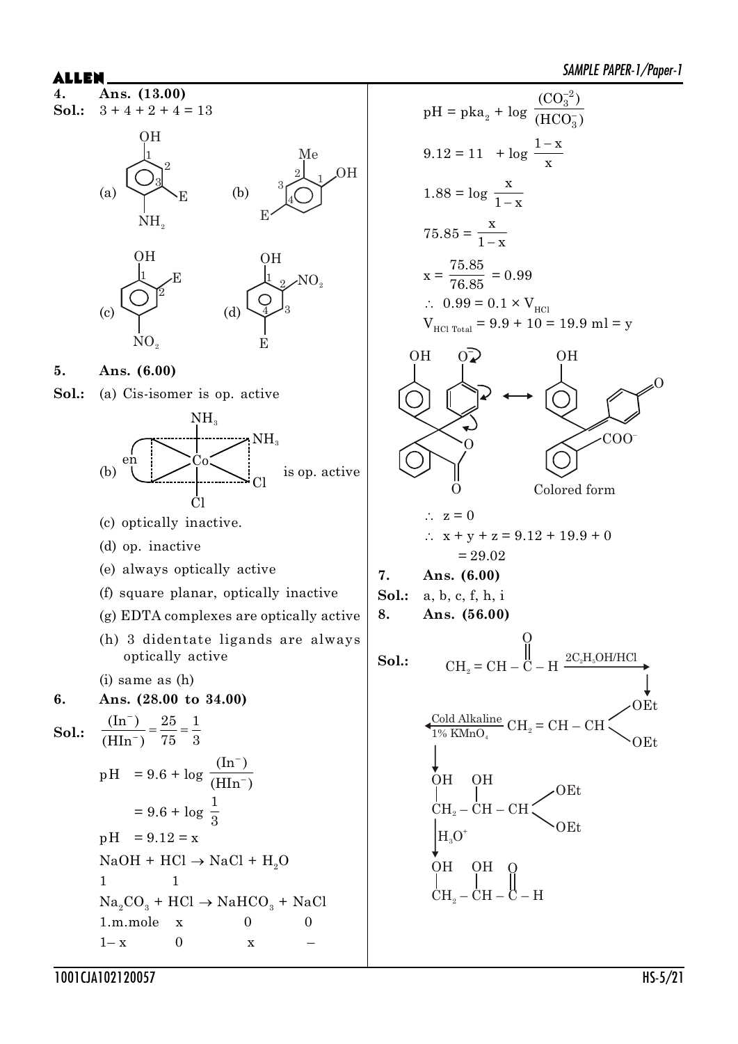**4. Ans. (13.00)**

**Sol.:** $3 + 4 + 2 + 4 = 13$

(a) (b) (c) (d)

**5. Ans. (6.00)**

**Sol.:** (a) Cis-isomer is op. active

(b) is op. active

(c) optically inactive.

(d) op. inactive

(e) always optically active

(f) square planar, optically inactive

(g) EDTA complexes are optically active

(h) 3 didentate ligands are always optically active

(i) same as (h)

**6. Ans. (28.00 to 34.00)**

**Sol.:** $\frac{(In^-)}{(HIn^-)} = \frac{25}{75} = \frac{1}{3}$

$$pH = 9.6 + \log \frac{(In^-)}{(HIn^-)}$$

$$= 9.6 + \log \frac{1}{3}$$

$$pH = 9.12 = x$$

$$NaOH + HCl \rightarrow NaCl + H_2O$$

1 &nbsp;&nbsp;&nbsp; 1

$$Na_2CO_3 + HCl \rightarrow NaHCO_3 + NaCl$$

| 1.m.mole | x | 0 | 0 |
|---|---|---|---|
| 1– x | 0 | x | – |

$$pH = pka_2 + \log \frac{(CO_3^{-2})}{(HCO_3^-)}$$

$$9.12 = 11 + \log \frac{1-x}{x}$$

$$1.88 = \log \frac{x}{1-x}$$

$$75.85 = \frac{x}{1-x}$$

$$x = \frac{75.85}{76.85} = 0.99$$

$\therefore$ $0.99 = 0.1 \times V_{HCl}$

$V_{HCl\ Total} = 9.9 + 10 = 19.9$ ml = y

Colored form

$\therefore$ $z = 0$

$\therefore$ $x + y + z = 9.12 + 19.9 + 0$

$= 29.02$

**7. Ans. (6.00)**

**Sol.:** a, b, c, f, h, i

**8. Ans. (56.00)**

**Sol.:**

$$CH_2 = CH - \overset{O}{\overset{\|}{C}} - H \xrightarrow{2C_2H_5OH/HCl} CH_2 = CH - CH(OEt)_2 \xrightarrow{\text{Cold Alkaline 1\% } KMnO_4} CH_2(OH) - CH(OH) - CH(OEt)_2 \xrightarrow{H_3O^+} CH_2(OH) - CH(OH) - \overset{O}{\overset{\|}{C}} - H$$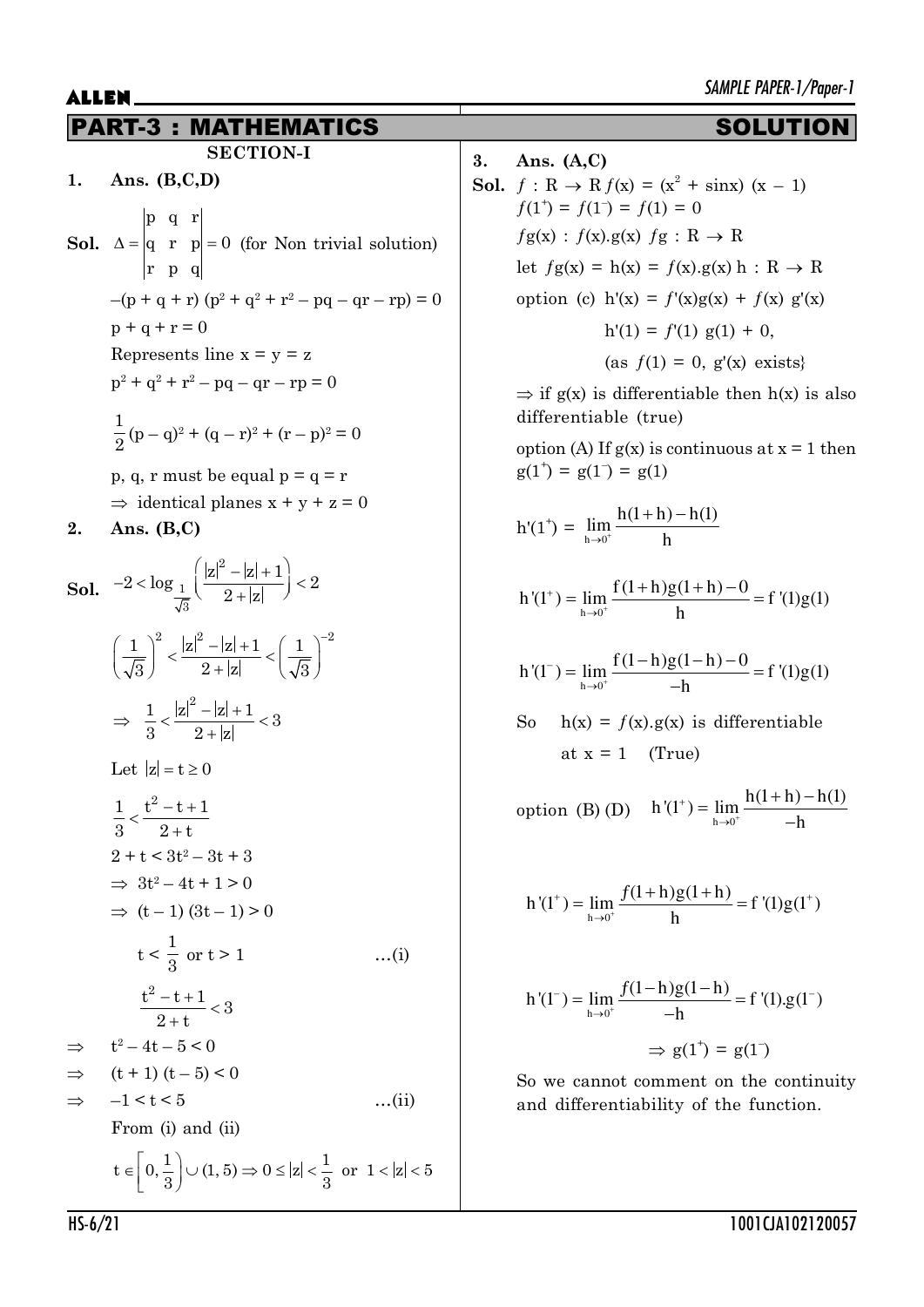## PART-3 : MATHEMATICS SOLUTION

### SECTION-I

**1. Ans. (B,C,D)**

**Sol.** $\Delta = \begin{vmatrix} p & q & r \\ q & r & p \\ r & p & q \end{vmatrix} = 0$ (for Non trivial solution)

$-(p + q + r)(p^2 + q^2 + r^2 - pq - qr - rp) = 0$

$p + q + r = 0$

Represents line $x = y = z$

$p^2 + q^2 + r^2 - pq - qr - rp = 0$

$\frac{1}{2}(p - q)^2 + (q - r)^2 + (r - p)^2 = 0$

p, q, r must be equal $p = q = r$

$\Rightarrow$ identical planes $x + y + z = 0$

**2. Ans. (B,C)**

**Sol.** $-2 < \log_{\frac{1}{\sqrt{3}}}\left(\frac{|z|^2 - |z| + 1}{2 + |z|}\right) < 2$

$\left(\frac{1}{\sqrt{3}}\right)^2 < \frac{|z|^2 - |z| + 1}{2 + |z|} < \left(\frac{1}{\sqrt{3}}\right)^{-2}$

$\Rightarrow \frac{1}{3} < \frac{|z|^2 - |z| + 1}{2 + |z|} < 3$

Let $|z| = t \geq 0$

$\frac{1}{3} < \frac{t^2 - t + 1}{2 + t}$

$2 + t < 3t^2 - 3t + 3$

$\Rightarrow 3t^2 - 4t + 1 > 0$

$\Rightarrow (t - 1)(3t - 1) > 0$

$t < \frac{1}{3}$ or $t > 1$ ...(i)

$\frac{t^2 - t + 1}{2 + t} < 3$

$\Rightarrow t^2 - 4t - 5 < 0$

$\Rightarrow (t + 1)(t - 5) < 0$

$\Rightarrow -1 < t < 5$ ...(ii)

From (i) and (ii)

$t \in \left[0, \frac{1}{3}\right) \cup (1, 5) \Rightarrow 0 \leq |z| < \frac{1}{3}$ or $1 < |z| < 5$

**3. Ans. (A,C)**

**Sol.** $f : R \to R$ $f(x) = (x^2 + \sin x)(x - 1)$

$f(1^+) = f(1^-) = f(1) = 0$

$fg(x) : f(x).g(x)$ $fg : R \to R$

let $fg(x) = h(x) = f(x).g(x)$ $h : R \to R$

option (c) $h'(x) = f'(x)g(x) + f(x)g'(x)$

$h'(1) = f'(1)g(1) + 0,$

(as $f(1) = 0$, $g'(x)$ exists}

$\Rightarrow$ if g(x) is differentiable then h(x) is also differentiable (true)

option (A) If g(x) is continuous at x = 1 then $g(1^+) = g(1^-) = g(1)$

$h'(1^+) = \lim_{h \to 0^+} \frac{h(1 + h) - h(1)}{h}$

$h'(1^+) = \lim_{h \to 0^+} \frac{f(1 + h)g(1 + h) - 0}{h} = f'(1)g(1)$

$h'(1^-) = \lim_{h \to 0^+} \frac{f(1 - h)g(1 - h) - 0}{-h} = f'(1)g(1)$

So $h(x) = f(x).g(x)$ is differentiable at x = 1 (True)

option (B) (D) $h'(1^+) = \lim_{h \to 0^+} \frac{h(1 + h) - h(1)}{-h}$

$h'(1^+) = \lim_{h \to 0^+} \frac{f(1 + h)g(1 + h)}{h} = f'(1)g(1^+)$

$h'(1^-) = \lim_{h \to 0^+} \frac{f(1 - h)g(1 - h)}{-h} = f'(1).g(1^-)$

$\Rightarrow g(1^+) = g(1^-)$

So we cannot comment on the continuity and differentiability of the function.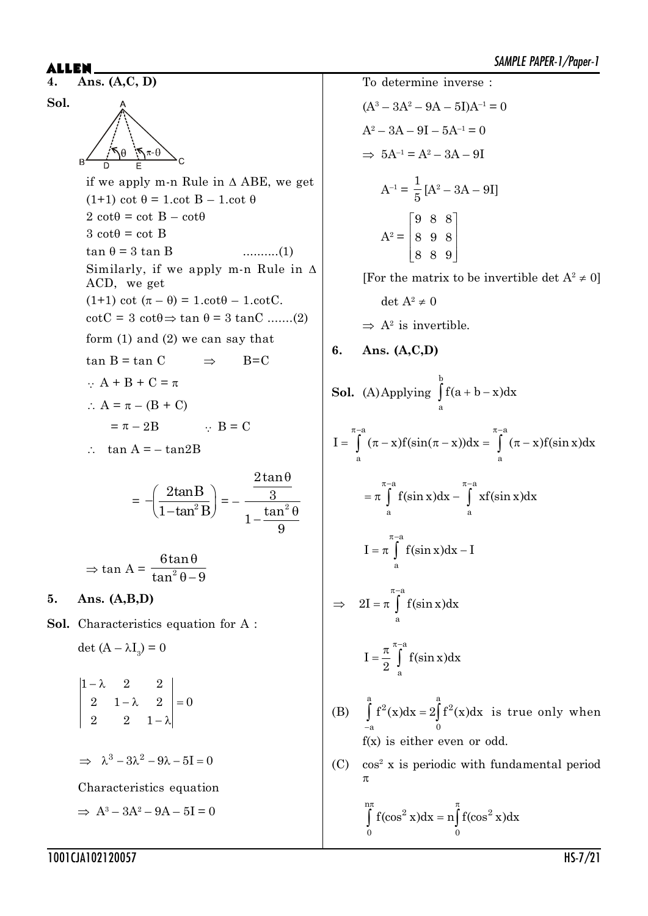**4. Ans. (A,C, D)**

**Sol.** 

if we apply m-n Rule in $\Delta$ ABE, we get

$(1+1)\cot\theta = 1.\cot B - 1.\cot\theta$

$2\cot\theta = \cot B - \cot\theta$

$3\cot\theta = \cot B$

$\tan\theta = 3\tan B$ ..........(1)

Similarly, if we apply m-n Rule in $\Delta$ ACD, we get

$(1+1)\cot(\pi-\theta) = 1.\cot\theta - 1.\cot C.$

$\cot C = 3\cot\theta \Rightarrow \tan\theta = 3\tan C$ .......(2)

form (1) and (2) we can say that

$\tan B = \tan C \quad \Rightarrow \quad B = C$

$\because A + B + C = \pi$

$\therefore A = \pi - (B + C)$

$= \pi - 2B \quad \because B = C$

$\therefore \tan A = -\tan 2B$

$$= -\left(\frac{2\tan B}{1-\tan^2 B}\right) = -\frac{\frac{2\tan\theta}{3}}{1-\frac{\tan^2\theta}{9}}$$

$$\Rightarrow \tan A = \frac{6\tan\theta}{\tan^2\theta - 9}$$

**5. Ans. (A,B,D)**

**Sol.** Characteristics equation for A :

$\det(A - \lambda I_3) = 0$

$$\begin{vmatrix} 1-\lambda & 2 & 2 \\ 2 & 1-\lambda & 2 \\ 2 & 2 & 1-\lambda \end{vmatrix} = 0$$

$\Rightarrow \lambda^3 - 3\lambda^2 - 9\lambda - 5I = 0$

Characteristics equation

$\Rightarrow A^3 - 3A^2 - 9A - 5I = 0$

To determine inverse :

$(A^3 - 3A^2 - 9A - 5I)A^{-1} = 0$

$A^2 - 3A - 9I - 5A^{-1} = 0$

$\Rightarrow 5A^{-1} = A^2 - 3A - 9I$

$$A^{-1} = \frac{1}{5}[A^2 - 3A - 9I]$$

$$A^2 = \begin{bmatrix} 9 & 8 & 8 \\ 8 & 9 & 8 \\ 8 & 8 & 9 \end{bmatrix}$$

[For the matrix to be invertible $\det A^2 \neq 0$]

$\det A^2 \neq 0$

$\Rightarrow A^2$ is invertible.

**6. Ans. (A,C,D)**

**Sol.** (A) Applying $\int_a^b f(a+b-x)dx$

$$I = \int_a^{\pi-a} (\pi - x)f(\sin(\pi - x))dx = \int_a^{\pi-a} (\pi - x)f(\sin x)dx$$

$$= \pi\int_a^{\pi-a} f(\sin x)dx - \int_a^{\pi-a} xf(\sin x)dx$$

$$I = \pi\int_a^{\pi-a} f(\sin x)dx - I$$

$$\Rightarrow \quad 2I = \pi\int_a^{\pi-a} f(\sin x)dx$$

$$I = \frac{\pi}{2}\int_a^{\pi-a} f(\sin x)dx$$

(B) $\int_{-a}^{a} f^2(x)dx = 2\int_0^a f^2(x)dx$ is true only when f(x) is either even or odd.

(C) $\cos^2 x$ is periodic with fundamental period $\pi$

$$\int_0^{n\pi} f(\cos^2 x)dx = n\int_0^{\pi} f(\cos^2 x)dx$$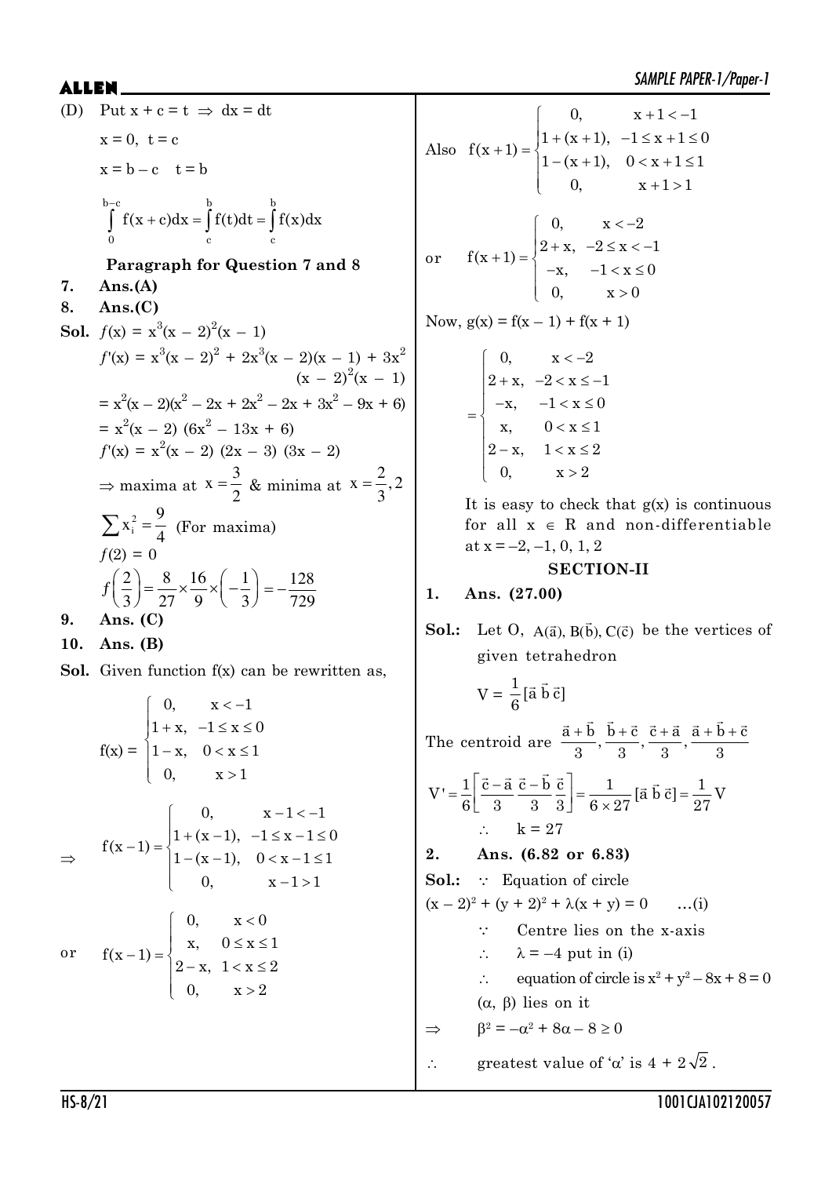(D) Put $x + c = t \Rightarrow dx = dt$

$x = 0,\ t = c$

$x = b - c \quad t = b$

$$\int_0^{b-c} f(x+c)dx = \int_c^b f(t)dt = \int_c^b f(x)dx$$

**Paragraph for Question 7 and 8**

**7. Ans.(A)**

**8. Ans.(C)**

**Sol.** $f(x) = x^3(x-2)^2(x-1)$

$f'(x) = x^3(x-2)^2 + 2x^3(x-2)(x-1) + 3x^2(x-2)^2(x-1)$

$= x^2(x-2)(x^2 - 2x + 2x^2 - 2x + 3x^2 - 9x + 6)$

$= x^2(x-2)(6x^2 - 13x + 6)$

$f'(x) = x^2(x-2)(2x-3)(3x-2)$

$\Rightarrow$ maxima at $x = \dfrac{3}{2}$ & minima at $x = \dfrac{2}{3}, 2$

$\sum x_i^2 = \dfrac{9}{4}$ (For maxima)

$f(2) = 0$

$$f\left(\frac{2}{3}\right) = \frac{8}{27} \times \frac{16}{9} \times \left(-\frac{1}{3}\right) = -\frac{128}{729}$$

**9. Ans. (C)**

**10. Ans. (B)**

**Sol.** Given function f(x) can be rewritten as,

$$f(x) = \begin{cases} 0, & x < -1 \\ 1 + x, & -1 \le x \le 0 \\ 1 - x, & 0 < x \le 1 \\ 0, & x > 1 \end{cases}$$

$$\Rightarrow \quad f(x-1) = \begin{cases} 0, & x - 1 < -1 \\ 1 + (x-1), & -1 \le x - 1 \le 0 \\ 1 - (x-1), & 0 < x - 1 \le 1 \\ 0, & x - 1 > 1 \end{cases}$$

$$\text{or} \quad f(x-1) = \begin{cases} 0, & x < 0 \\ x, & 0 \le x \le 1 \\ 2 - x, & 1 < x \le 2 \\ 0, & x > 2 \end{cases}$$

$$\text{Also} \quad f(x+1) = \begin{cases} 0, & x + 1 < -1 \\ 1 + (x+1), & -1 \le x + 1 \le 0 \\ 1 - (x+1), & 0 < x + 1 \le 1 \\ 0, & x + 1 > 1 \end{cases}$$

$$\text{or} \quad f(x+1) = \begin{cases} 0, & x < -2 \\ 2 + x, & -2 \le x < -1 \\ -x, & -1 < x \le 0 \\ 0, & x > 0 \end{cases}$$

Now, $g(x) = f(x-1) + f(x+1)$

$$= \begin{cases} 0, & x < -2 \\ 2 + x, & -2 < x \le -1 \\ -x, & -1 < x \le 0 \\ x, & 0 < x \le 1 \\ 2 - x, & 1 < x \le 2 \\ 0, & x > 2 \end{cases}$$

It is easy to check that g(x) is continuous for all $x \in R$ and non-differentiable at $x = -2, -1, 0, 1, 2$

## SECTION-II

**1. Ans. (27.00)**

**Sol.:** Let O, $A(\vec{a}), B(\vec{b}), C(\vec{c})$ be the vertices of given tetrahedron

$$V = \frac{1}{6}[\vec{a}\ \vec{b}\ \vec{c}]$$

The centroid are $\dfrac{\vec{a}+\vec{b}}{3}, \dfrac{\vec{b}+\vec{c}}{3}, \dfrac{\vec{c}+\vec{a}}{3}, \dfrac{\vec{a}+\vec{b}+\vec{c}}{3}$

$$V' = \frac{1}{6}\left[\frac{\vec{c}-\vec{a}}{3}\ \frac{\vec{c}-\vec{b}}{3}\ \frac{\vec{c}}{3}\right] = \frac{1}{6 \times 27}[\vec{a}\ \vec{b}\ \vec{c}] = \frac{1}{27}V$$

$\therefore \quad k = 27$

**2. Ans. (6.82 or 6.83)**

**Sol.:** $\because$ Equation of circle

$(x-2)^2 + (y+2)^2 + \lambda(x+y) = 0 \quad \ldots$(i)

$\because$ Centre lies on the x-axis

$\therefore$ $\lambda = -4$ put in (i)

$\therefore$ equation of circle is $x^2 + y^2 - 8x + 8 = 0$

$(\alpha, \beta)$ lies on it

$\Rightarrow \quad \beta^2 = -\alpha^2 + 8\alpha - 8 \ge 0$

$\therefore$ greatest value of '$\alpha$' is $4 + 2\sqrt{2}$.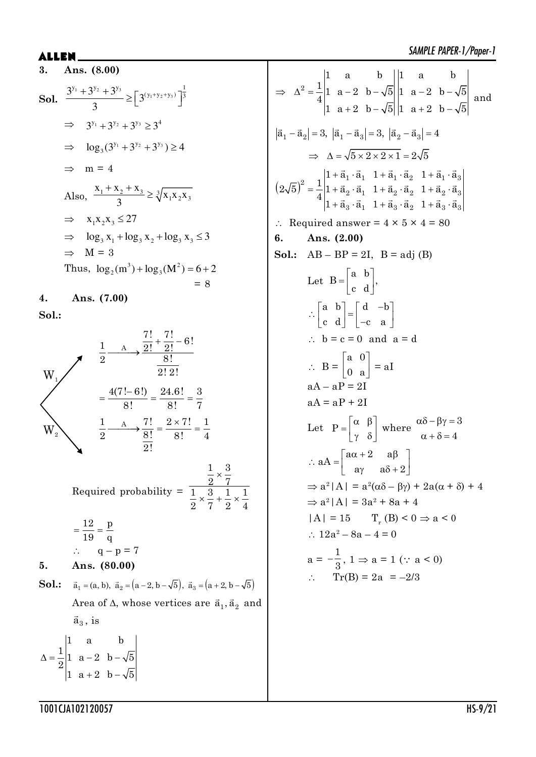**3. Ans. (8.00)**

**Sol.** $\dfrac{3^{y_1}+3^{y_2}+3^{y_3}}{3} \ge \left[3^{(y_1+y_2+y_3)}\right]^{\frac{1}{3}}$

$\Rightarrow \quad 3^{y_1}+3^{y_2}+3^{y_3} \ge 3^4$

$\Rightarrow \quad \log_3(3^{y_1}+3^{y_2}+3^{y_3}) \ge 4$

$\Rightarrow \quad m = 4$

Also, $\dfrac{x_1+x_2+x_3}{3} \ge \sqrt[3]{x_1x_2x_3}$

$\Rightarrow \quad x_1x_2x_3 \le 27$

$\Rightarrow \quad \log_3 x_1 + \log_3 x_2 + \log_3 x_3 \le 3$

$\Rightarrow \quad M = 3$

Thus, $\log_2(m^3) + \log_3(M^2) = 6 + 2$
$= 8$

**4. Ans. (7.00)**

**Sol.:**

$W_1$: $\dfrac{1}{2} \xrightarrow{A} \dfrac{\frac{7!}{2!}+\frac{7!}{2!}-6!}{\frac{8!}{2!\,2!}}$

$= \dfrac{4(7!-6!)}{8!} = \dfrac{24.6!}{8!} = \dfrac{3}{7}$

$W_2$: $\dfrac{1}{2} \xrightarrow{A} \dfrac{7!}{\frac{8!}{2!}} = \dfrac{2\times 7!}{8!} = \dfrac{1}{4}$

Required probability $= \dfrac{\frac{1}{2}\times\frac{3}{7}}{\frac{1}{2}\times\frac{3}{7}+\frac{1}{2}\times\frac{1}{4}}$

$= \dfrac{12}{19} = \dfrac{p}{q}$

$\therefore \quad q - p = 7$

**5. Ans. (80.00)**

**Sol.:** $\vec{a}_1 = (a, b),\ \vec{a}_2 = \left(a-2, b-\sqrt{5}\right),\ \vec{a}_3 = \left(a+2, b-\sqrt{5}\right)$

Area of $\Delta$, whose vertices are $\vec{a}_1, \vec{a}_2$ and $\vec{a}_3$, is

$$\Delta = \frac{1}{2}\begin{vmatrix} 1 & a & b \\ 1 & a-2 & b-\sqrt{5} \\ 1 & a+2 & b-\sqrt{5} \end{vmatrix}$$

$$\Rightarrow \quad \Delta^2 = \frac{1}{4}\begin{vmatrix} 1 & a & b \\ 1 & a-2 & b-\sqrt{5} \\ 1 & a+2 & b-\sqrt{5} \end{vmatrix}\begin{vmatrix} 1 & a & b \\ 1 & a-2 & b-\sqrt{5} \\ 1 & a+2 & b-\sqrt{5} \end{vmatrix} \text{ and}$$

$|\vec{a}_1 - \vec{a}_2| = 3,\ |\vec{a}_1 - \vec{a}_3| = 3,\ |\vec{a}_2 - \vec{a}_3| = 4$

$\Rightarrow \quad \Delta = \sqrt{5\times 2\times 2\times 1} = 2\sqrt{5}$

$$\left(2\sqrt{5}\right)^2 = \frac{1}{4}\begin{vmatrix} 1+\vec{a}_1\cdot\vec{a}_1 & 1+\vec{a}_1\cdot\vec{a}_2 & 1+\vec{a}_1\cdot\vec{a}_3 \\ 1+\vec{a}_2\cdot\vec{a}_1 & 1+\vec{a}_2\cdot\vec{a}_2 & 1+\vec{a}_2\cdot\vec{a}_3 \\ 1+\vec{a}_3\cdot\vec{a}_1 & 1+\vec{a}_3\cdot\vec{a}_2 & 1+\vec{a}_3\cdot\vec{a}_3 \end{vmatrix}$$

$\therefore$ Required answer $= 4 \times 5 \times 4 = 80$

**6. Ans. (2.00)**

**Sol.:** $AB - BP = 2I,\ B = \text{adj}(B)$

Let $B = \begin{bmatrix} a & b \\ c & d \end{bmatrix}$,

$\therefore \begin{bmatrix} a & b \\ c & d \end{bmatrix} = \begin{bmatrix} d & -b \\ -c & a \end{bmatrix}$

$\therefore\ b = c = 0$ and $a = d$

$\therefore\ B = \begin{bmatrix} a & 0 \\ 0 & a \end{bmatrix} = aI$

$aA - aP = 2I$

$aA = aP + 2I$

Let $P = \begin{bmatrix} \alpha & \beta \\ \gamma & \delta \end{bmatrix}$ where $\begin{matrix} \alpha\delta - \beta\gamma = 3 \\ \alpha + \delta = 4 \end{matrix}$

$\therefore aA = \begin{bmatrix} a\alpha + 2 & a\beta \\ a\gamma & a\delta + 2 \end{bmatrix}$

$\Rightarrow a^2|A| = a^2(\alpha\delta - \beta\gamma) + 2a(\alpha + \delta) + 4$

$\Rightarrow a^2|A| = 3a^2 + 8a + 4$

$|A| = 15 \qquad T_r(B) < 0 \Rightarrow a < 0$

$\therefore\ 12a^2 - 8a - 4 = 0$

$a = -\dfrac{1}{3}, 1 \Rightarrow a = 1\ (\because\ a < 0)$

$\therefore \quad \text{Tr}(B) = 2a = -2/3$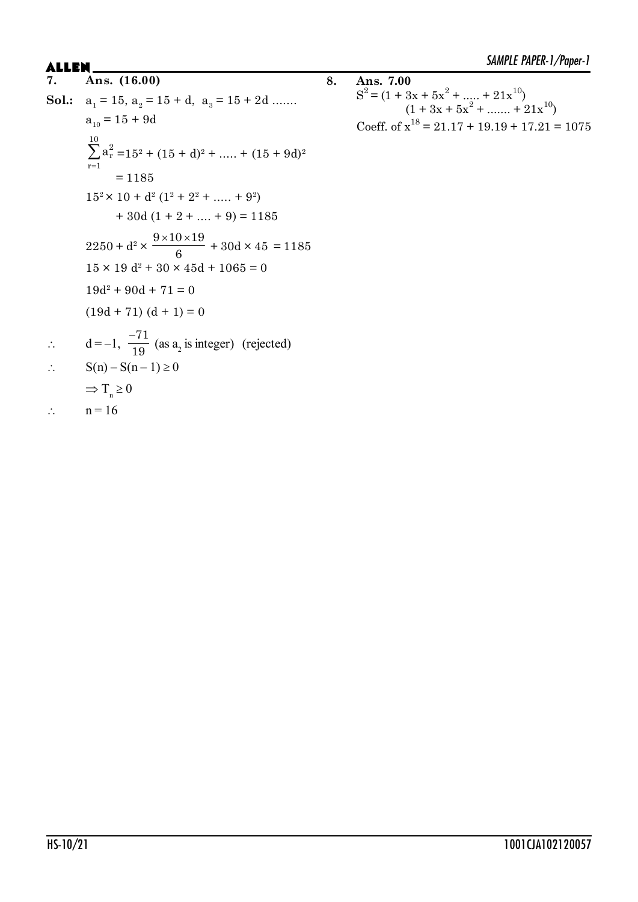**7. Ans. (16.00)**

**Sol.:** $a_1 = 15$, $a_2 = 15 + d$, $a_3 = 15 + 2d$ .......

$a_{10} = 15 + 9d$

$$\sum_{r=1}^{10} a_r^2 = 15^2 + (15 + d)^2 + ..... + (15 + 9d)^2$$

$$= 1185$$

$$15^2 \times 10 + d^2 (1^2 + 2^2 + ..... + 9^2)$$

$$+ 30d (1 + 2 + .... + 9) = 1185$$

$$2250 + d^2 \times \frac{9 \times 10 \times 19}{6} + 30d \times 45 = 1185$$

$$15 \times 19 \, d^2 + 30 \times 45d + 1065 = 0$$

$$19d^2 + 90d + 71 = 0$$

$$(19d + 71)(d + 1) = 0$$

$\therefore$ $d = -1, \; \frac{-71}{19}$ (as $a_2$ is integer) (rejected)

$\therefore$ $S(n) - S(n-1) \geq 0$

$\Rightarrow T_n \geq 0$

$\therefore$ $n = 16$

**8. Ans. 7.00**

$$S^2 = (1 + 3x + 5x^2 + ..... + 21x^{10})$$
$$(1 + 3x + 5x^2 + ....... + 21x^{10})$$

Coeff. of $x^{18} = 21.17 + 19.19 + 17.21 = 1075$